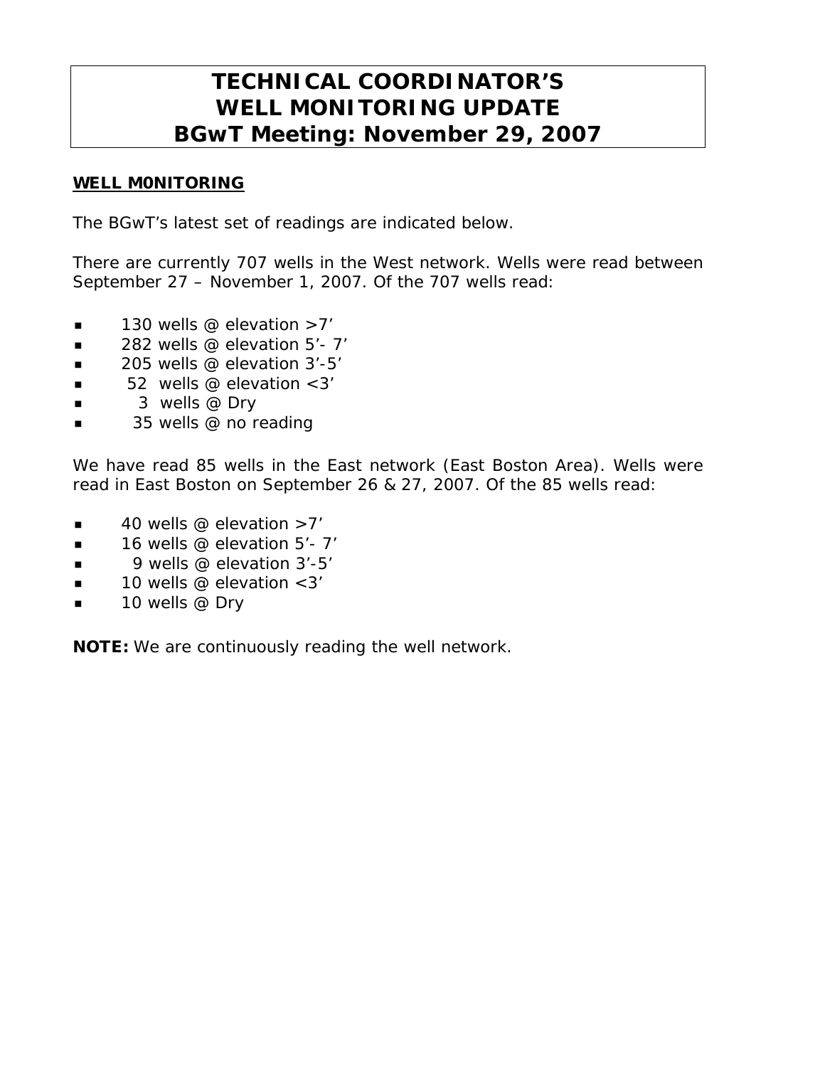# TECHNICAL COORDINATOR'S WELL MONITORING UPDATE BGwT Meeting: November 29, 2007

**WELL M0NITORING**

The BGwT's latest set of readings are indicated below.

There are currently 707 wells in the West network. Wells were read between September 27 – November 1, 2007. Of the 707 wells read:

- 130 wells @ elevation >7'
- 282 wells @ elevation 5'- 7'
- 205 wells @ elevation 3'-5'
- 52 wells @ elevation <3'
- 3 wells @ Dry
- 35 wells @ no reading

We have read 85 wells in the East network (East Boston Area). Wells were read in East Boston on September 26 & 27, 2007. Of the 85 wells read:

- 40 wells @ elevation >7'
- 16 wells @ elevation 5'- 7'
- 9 wells @ elevation 3'-5'
- 10 wells @ elevation <3'
- 10 wells @ Dry

**NOTE:** We are continuously reading the well network.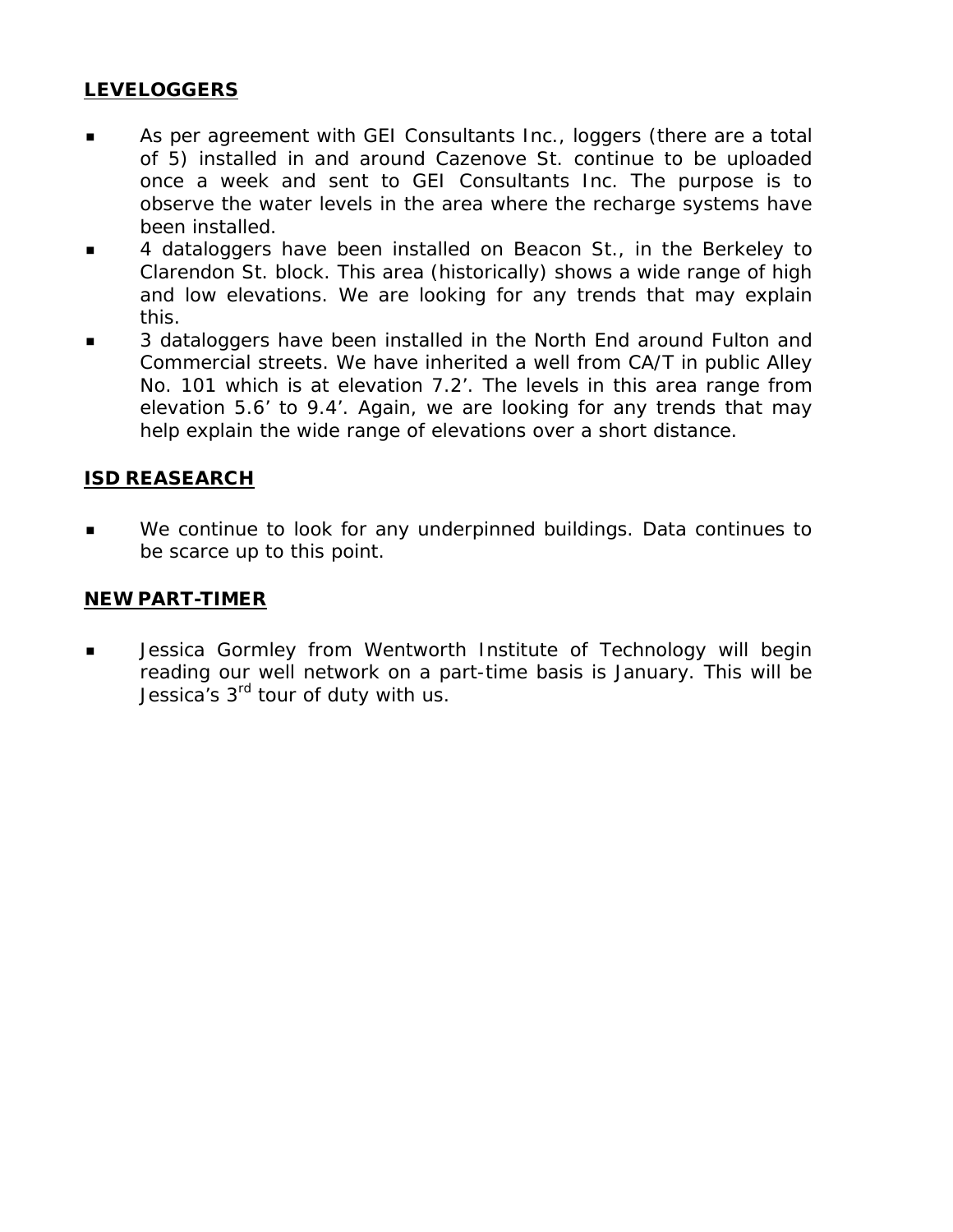## LEVELOGGERS

- As per agreement with GEI Consultants Inc., loggers (there are a total of 5) installed in and around Cazenove St. continue to be uploaded once a week and sent to GEI Consultants Inc. The purpose is to observe the water levels in the area where the recharge systems have been installed.
- 4 dataloggers have been installed on Beacon St., in the Berkeley to Clarendon St. block. This area (historically) shows a wide range of high and low elevations. We are looking for any trends that may explain this.
- 3 dataloggers have been installed in the North End around Fulton and Commercial streets. We have inherited a well from CA/T in public Alley No. 101 which is at elevation 7.2'. The levels in this area range from elevation 5.6' to 9.4'. Again, we are looking for any trends that may help explain the wide range of elevations over a short distance.

## ISD REASEARCH

- We continue to look for any underpinned buildings. Data continues to be scarce up to this point.

## NEW PART-TIMER

- Jessica Gormley from Wentworth Institute of Technology will begin reading our well network on a part-time basis is January. This will be Jessica's 3rd tour of duty with us.